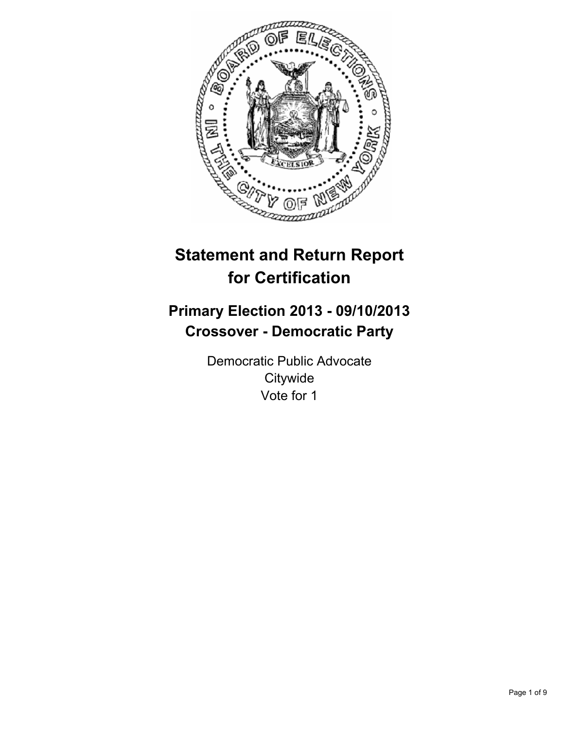# Statement and Return Report for Certification

## Primary Election 2013 - 09/10/2013
## Crossover - Democratic Party

Democratic Public Advocate
Citywide
Vote for 1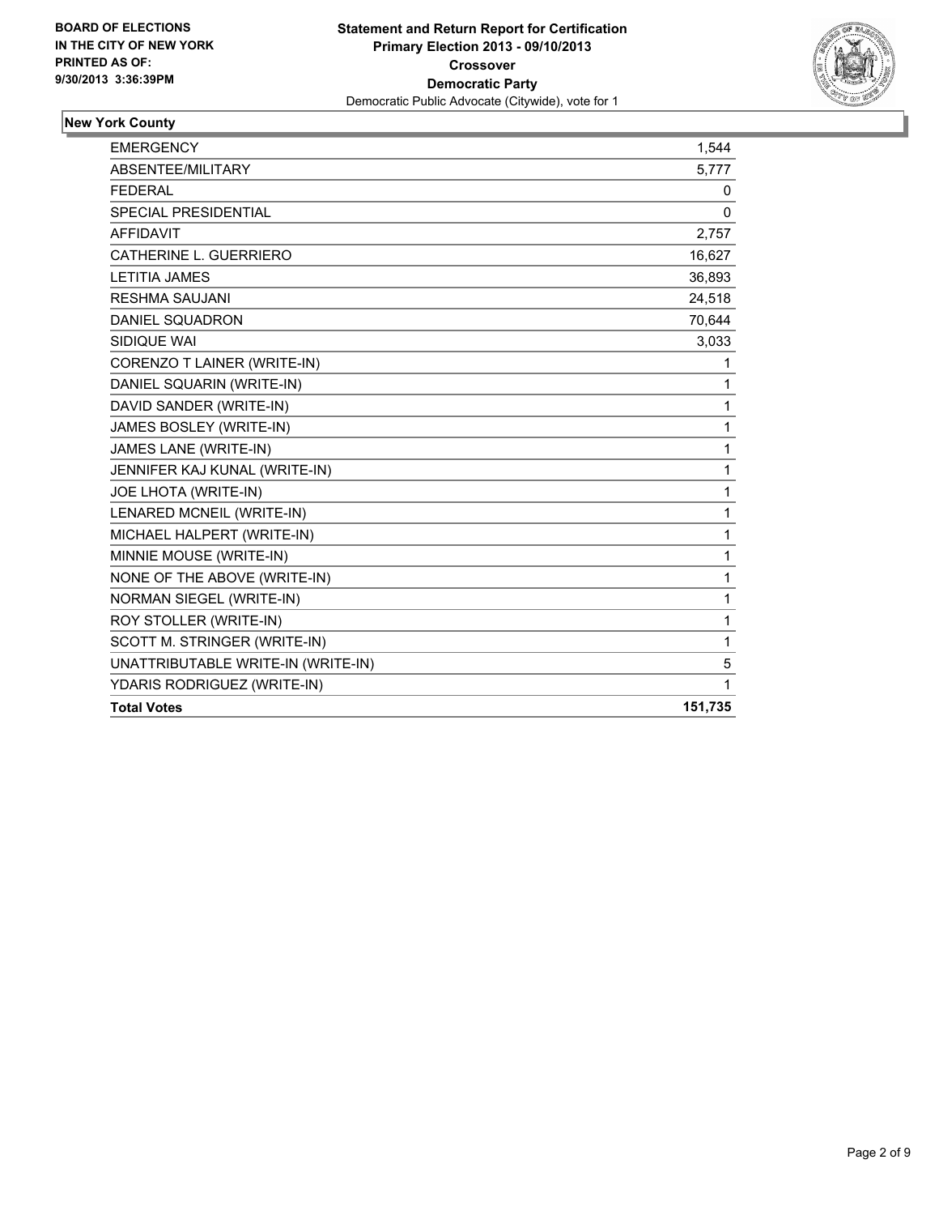**BOARD OF ELECTIONS IN THE CITY OF NEW YORK PRINTED AS OF: 9/30/2013 3:36:39PM**

**Statement and Return Report for Certification**
**Primary Election 2013 - 09/10/2013**
**Crossover**
**Democratic Party**
Democratic Public Advocate (Citywide), vote for 1

### New York County

| | |
|---|---|
| EMERGENCY | 1,544 |
| ABSENTEE/MILITARY | 5,777 |
| FEDERAL | 0 |
| SPECIAL PRESIDENTIAL | 0 |
| AFFIDAVIT | 2,757 |
| CATHERINE L. GUERRIERO | 16,627 |
| LETITIA JAMES | 36,893 |
| RESHMA SAUJANI | 24,518 |
| DANIEL SQUADRON | 70,644 |
| SIDIQUE WAI | 3,033 |
| CORENZO T LAINER (WRITE-IN) | 1 |
| DANIEL SQUARIN (WRITE-IN) | 1 |
| DAVID SANDER (WRITE-IN) | 1 |
| JAMES BOSLEY (WRITE-IN) | 1 |
| JAMES LANE (WRITE-IN) | 1 |
| JENNIFER KAJ KUNAL (WRITE-IN) | 1 |
| JOE LHOTA (WRITE-IN) | 1 |
| LENARED MCNEIL (WRITE-IN) | 1 |
| MICHAEL HALPERT (WRITE-IN) | 1 |
| MINNIE MOUSE (WRITE-IN) | 1 |
| NONE OF THE ABOVE (WRITE-IN) | 1 |
| NORMAN SIEGEL (WRITE-IN) | 1 |
| ROY STOLLER (WRITE-IN) | 1 |
| SCOTT M. STRINGER (WRITE-IN) | 1 |
| UNATTRIBUTABLE WRITE-IN (WRITE-IN) | 5 |
| YDARIS RODRIGUEZ (WRITE-IN) | 1 |
| **Total Votes** | **151,735** |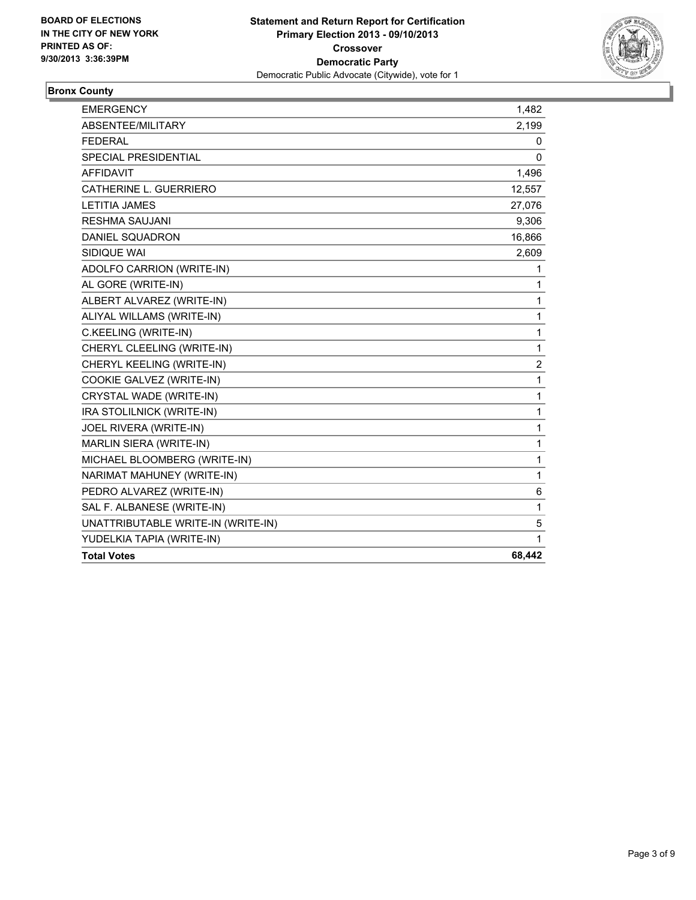**BOARD OF ELECTIONS IN THE CITY OF NEW YORK PRINTED AS OF: 9/30/2013 3:36:39PM**

**Statement and Return Report for Certification**
**Primary Election 2013 - 09/10/2013**
**Crossover**
**Democratic Party**
Democratic Public Advocate (Citywide), vote for 1

## Bronx County

| | |
|---|---|
| EMERGENCY | 1,482 |
| ABSENTEE/MILITARY | 2,199 |
| FEDERAL | 0 |
| SPECIAL PRESIDENTIAL | 0 |
| AFFIDAVIT | 1,496 |
| CATHERINE L. GUERRIERO | 12,557 |
| LETITIA JAMES | 27,076 |
| RESHMA SAUJANI | 9,306 |
| DANIEL SQUADRON | 16,866 |
| SIDIQUE WAI | 2,609 |
| ADOLFO CARRION (WRITE-IN) | 1 |
| AL GORE (WRITE-IN) | 1 |
| ALBERT ALVAREZ (WRITE-IN) | 1 |
| ALIYAL WILLAMS (WRITE-IN) | 1 |
| C.KEELING (WRITE-IN) | 1 |
| CHERYL CLEELING (WRITE-IN) | 1 |
| CHERYL KEELING (WRITE-IN) | 2 |
| COOKIE GALVEZ (WRITE-IN) | 1 |
| CRYSTAL WADE (WRITE-IN) | 1 |
| IRA STOLILNICK (WRITE-IN) | 1 |
| JOEL RIVERA (WRITE-IN) | 1 |
| MARLIN SIERA (WRITE-IN) | 1 |
| MICHAEL BLOOMBERG (WRITE-IN) | 1 |
| NARIMAT MAHUNEY (WRITE-IN) | 1 |
| PEDRO ALVAREZ (WRITE-IN) | 6 |
| SAL F. ALBANESE (WRITE-IN) | 1 |
| UNATTRIBUTABLE WRITE-IN (WRITE-IN) | 5 |
| YUDELKIA TAPIA (WRITE-IN) | 1 |
| **Total Votes** | **68,442** |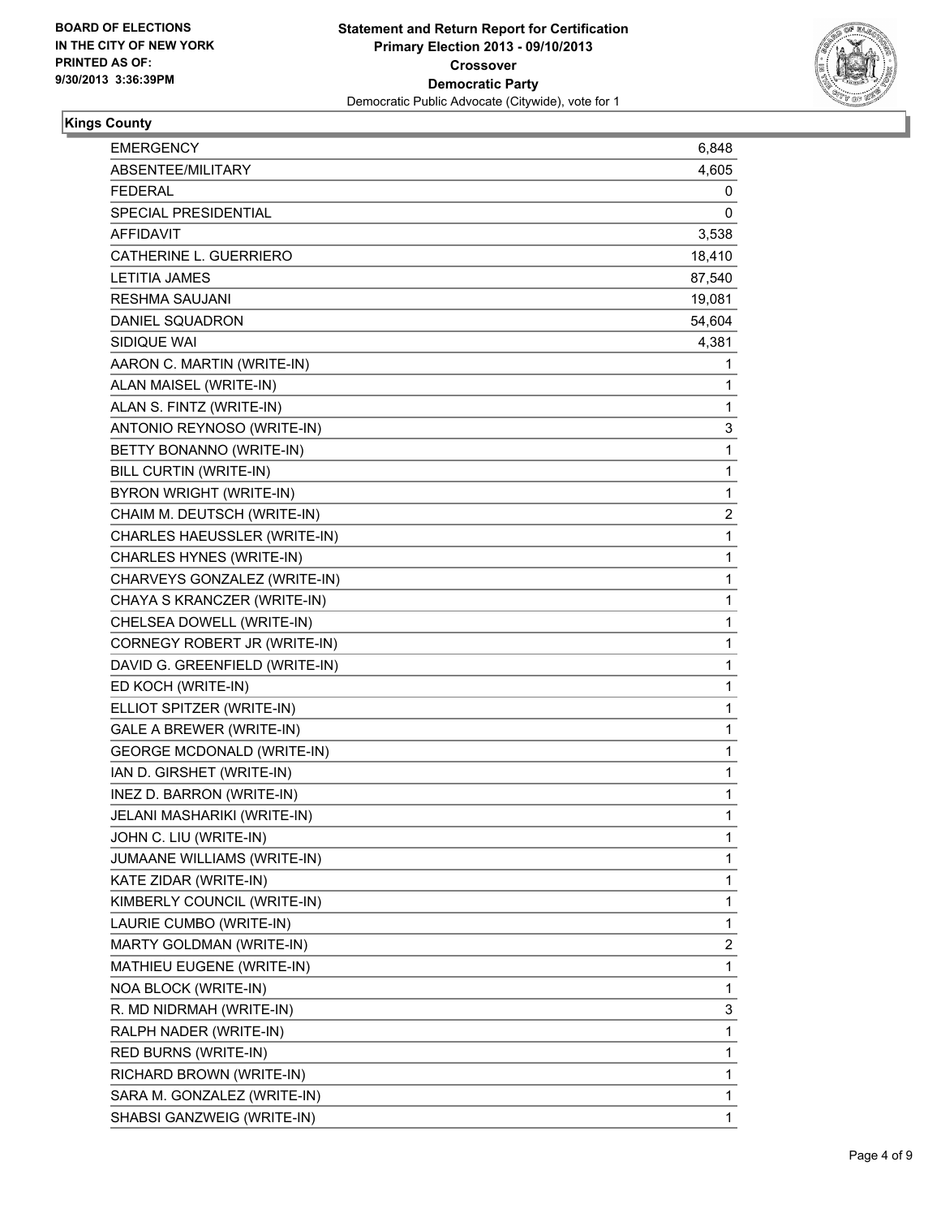BOARD OF ELECTIONS
IN THE CITY OF NEW YORK
PRINTED AS OF:
9/30/2013 3:36:39PM

**Statement and Return Report for Certification**
**Primary Election 2013 - 09/10/2013**
**Crossover**
**Democratic Party**
Democratic Public Advocate (Citywide), vote for 1

## Kings County

| | |
|---|---|
| EMERGENCY | 6,848 |
| ABSENTEE/MILITARY | 4,605 |
| FEDERAL | 0 |
| SPECIAL PRESIDENTIAL | 0 |
| AFFIDAVIT | 3,538 |
| CATHERINE L. GUERRIERO | 18,410 |
| LETITIA JAMES | 87,540 |
| RESHMA SAUJANI | 19,081 |
| DANIEL SQUADRON | 54,604 |
| SIDIQUE WAI | 4,381 |
| AARON C. MARTIN (WRITE-IN) | 1 |
| ALAN MAISEL (WRITE-IN) | 1 |
| ALAN S. FINTZ (WRITE-IN) | 1 |
| ANTONIO REYNOSO (WRITE-IN) | 3 |
| BETTY BONANNO (WRITE-IN) | 1 |
| BILL CURTIN (WRITE-IN) | 1 |
| BYRON WRIGHT (WRITE-IN) | 1 |
| CHAIM M. DEUTSCH (WRITE-IN) | 2 |
| CHARLES HAEUSSLER (WRITE-IN) | 1 |
| CHARLES HYNES (WRITE-IN) | 1 |
| CHARVEYS GONZALEZ (WRITE-IN) | 1 |
| CHAYA S KRANCZER (WRITE-IN) | 1 |
| CHELSEA DOWELL (WRITE-IN) | 1 |
| CORNEGY ROBERT JR (WRITE-IN) | 1 |
| DAVID G. GREENFIELD (WRITE-IN) | 1 |
| ED KOCH (WRITE-IN) | 1 |
| ELLIOT SPITZER (WRITE-IN) | 1 |
| GALE A BREWER (WRITE-IN) | 1 |
| GEORGE MCDONALD (WRITE-IN) | 1 |
| IAN D. GIRSHET (WRITE-IN) | 1 |
| INEZ D. BARRON (WRITE-IN) | 1 |
| JELANI MASHARIKI (WRITE-IN) | 1 |
| JOHN C. LIU (WRITE-IN) | 1 |
| JUMAANE WILLIAMS (WRITE-IN) | 1 |
| KATE ZIDAR (WRITE-IN) | 1 |
| KIMBERLY COUNCIL (WRITE-IN) | 1 |
| LAURIE CUMBO (WRITE-IN) | 1 |
| MARTY GOLDMAN (WRITE-IN) | 2 |
| MATHIEU EUGENE (WRITE-IN) | 1 |
| NOA BLOCK (WRITE-IN) | 1 |
| R. MD NIDRMAH (WRITE-IN) | 3 |
| RALPH NADER (WRITE-IN) | 1 |
| RED BURNS (WRITE-IN) | 1 |
| RICHARD BROWN (WRITE-IN) | 1 |
| SARA M. GONZALEZ (WRITE-IN) | 1 |
| SHABSI GANZWEIG (WRITE-IN) | 1 |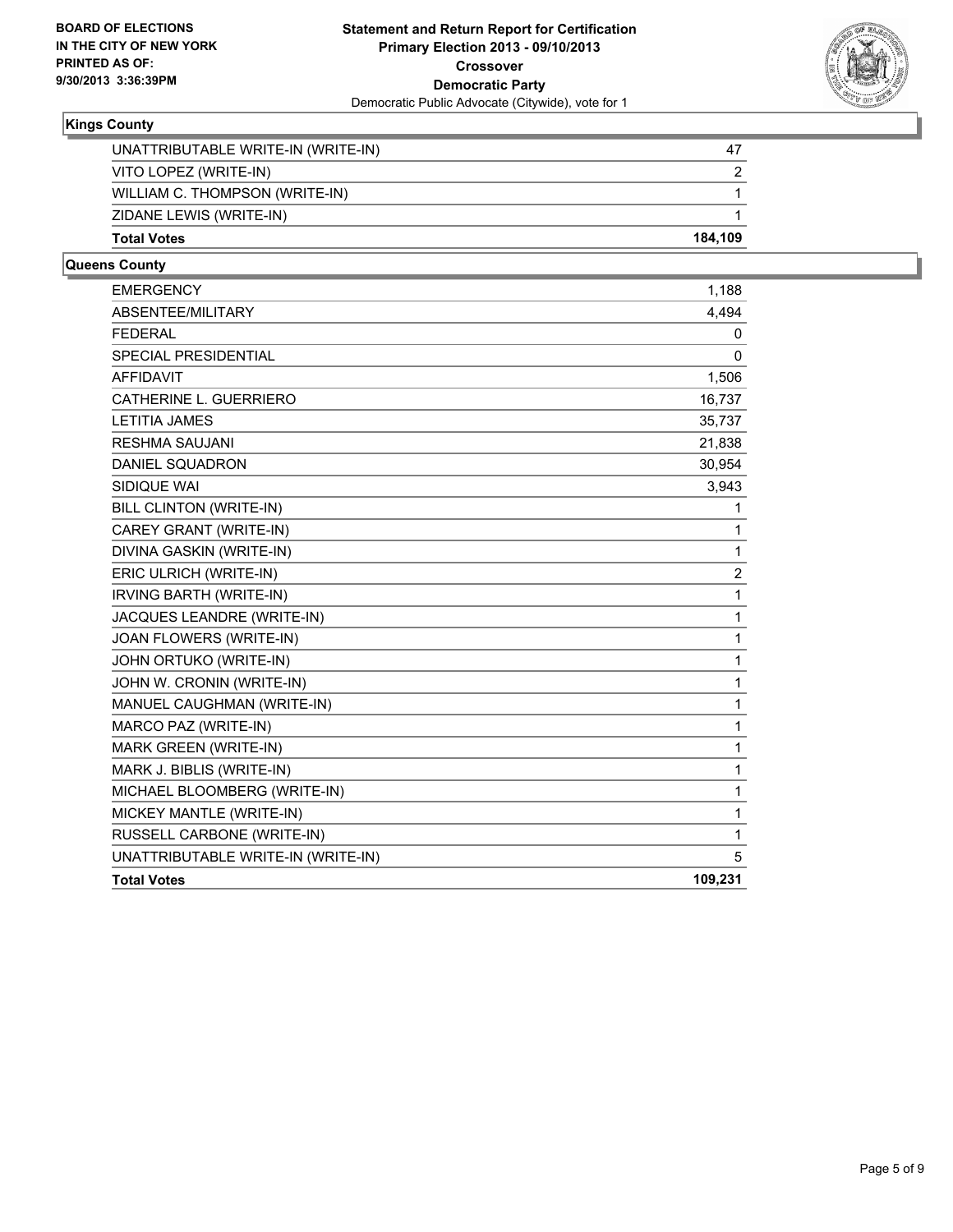**Statement and Return Report for Certification**
**Primary Election 2013 - 09/10/2013**
**Crossover**
**Democratic Party**
Democratic Public Advocate (Citywide), vote for 1

**BOARD OF ELECTIONS IN THE CITY OF NEW YORK PRINTED AS OF: 9/30/2013 3:36:39PM**

### Kings County

| | |
|---|---|
| UNATTRIBUTABLE WRITE-IN (WRITE-IN) | 47 |
| VITO LOPEZ (WRITE-IN) | 2 |
| WILLIAM C. THOMPSON (WRITE-IN) | 1 |
| ZIDANE LEWIS (WRITE-IN) | 1 |
| **Total Votes** | **184,109** |

### Queens County

| | |
|---|---|
| EMERGENCY | 1,188 |
| ABSENTEE/MILITARY | 4,494 |
| FEDERAL | 0 |
| SPECIAL PRESIDENTIAL | 0 |
| AFFIDAVIT | 1,506 |
| CATHERINE L. GUERRIERO | 16,737 |
| LETITIA JAMES | 35,737 |
| RESHMA SAUJANI | 21,838 |
| DANIEL SQUADRON | 30,954 |
| SIDIQUE WAI | 3,943 |
| BILL CLINTON (WRITE-IN) | 1 |
| CAREY GRANT (WRITE-IN) | 1 |
| DIVINA GASKIN (WRITE-IN) | 1 |
| ERIC ULRICH (WRITE-IN) | 2 |
| IRVING BARTH (WRITE-IN) | 1 |
| JACQUES LEANDRE (WRITE-IN) | 1 |
| JOAN FLOWERS (WRITE-IN) | 1 |
| JOHN ORTUKO (WRITE-IN) | 1 |
| JOHN W. CRONIN (WRITE-IN) | 1 |
| MANUEL CAUGHMAN (WRITE-IN) | 1 |
| MARCO PAZ (WRITE-IN) | 1 |
| MARK GREEN (WRITE-IN) | 1 |
| MARK J. BIBLIS (WRITE-IN) | 1 |
| MICHAEL BLOOMBERG (WRITE-IN) | 1 |
| MICKEY MANTLE (WRITE-IN) | 1 |
| RUSSELL CARBONE (WRITE-IN) | 1 |
| UNATTRIBUTABLE WRITE-IN (WRITE-IN) | 5 |
| **Total Votes** | **109,231** |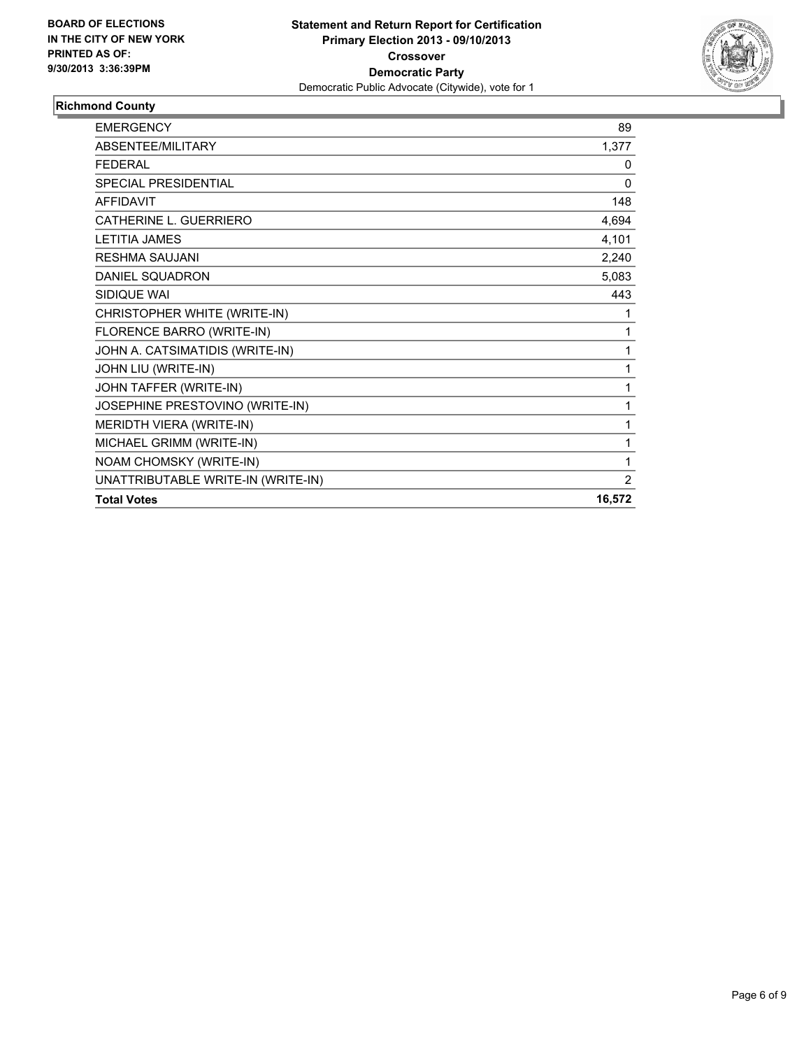**BOARD OF ELECTIONS IN THE CITY OF NEW YORK PRINTED AS OF: 9/30/2013 3:36:39PM**

**Statement and Return Report for Certification**
**Primary Election 2013 - 09/10/2013**
**Crossover**
**Democratic Party**
Democratic Public Advocate (Citywide), vote for 1

## Richmond County

| | |
|---|---|
| EMERGENCY | 89 |
| ABSENTEE/MILITARY | 1,377 |
| FEDERAL | 0 |
| SPECIAL PRESIDENTIAL | 0 |
| AFFIDAVIT | 148 |
| CATHERINE L. GUERRIERO | 4,694 |
| LETITIA JAMES | 4,101 |
| RESHMA SAUJANI | 2,240 |
| DANIEL SQUADRON | 5,083 |
| SIDIQUE WAI | 443 |
| CHRISTOPHER WHITE (WRITE-IN) | 1 |
| FLORENCE BARRO (WRITE-IN) | 1 |
| JOHN A. CATSIMATIDIS (WRITE-IN) | 1 |
| JOHN LIU (WRITE-IN) | 1 |
| JOHN TAFFER (WRITE-IN) | 1 |
| JOSEPHINE PRESTOVINO (WRITE-IN) | 1 |
| MERIDTH VIERA (WRITE-IN) | 1 |
| MICHAEL GRIMM (WRITE-IN) | 1 |
| NOAM CHOMSKY (WRITE-IN) | 1 |
| UNATTRIBUTABLE WRITE-IN (WRITE-IN) | 2 |
| **Total Votes** | **16,572** |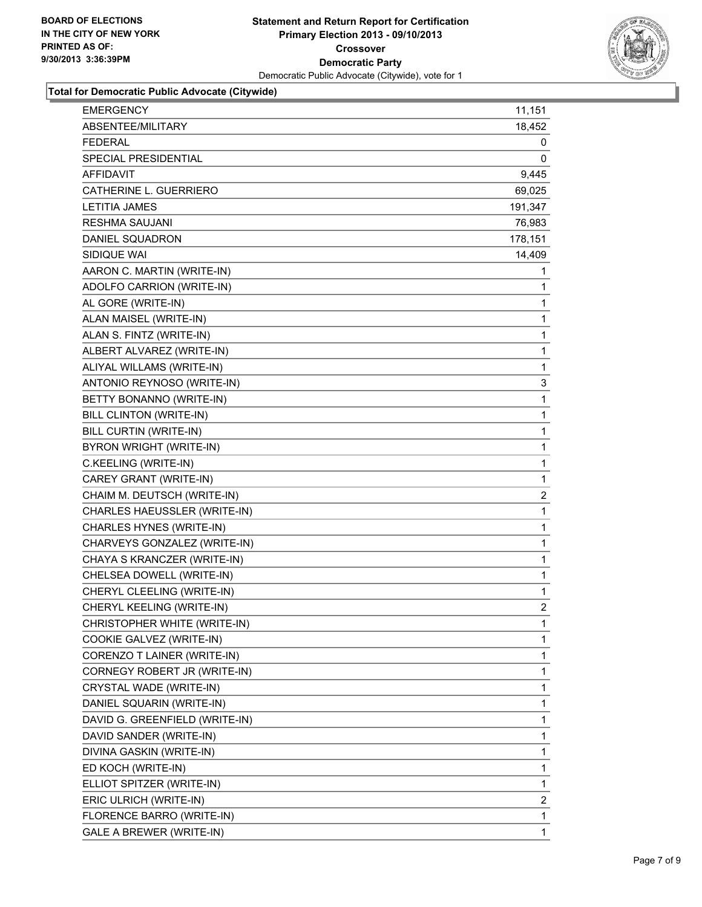**BOARD OF ELECTIONS IN THE CITY OF NEW YORK PRINTED AS OF: 9/30/2013 3:36:39PM**

**Statement and Return Report for Certification**
**Primary Election 2013 - 09/10/2013**
**Crossover**
**Democratic Party**
Democratic Public Advocate (Citywide), vote for 1

### Total for Democratic Public Advocate (Citywide)

| | |
|---|---|
| EMERGENCY | 11,151 |
| ABSENTEE/MILITARY | 18,452 |
| FEDERAL | 0 |
| SPECIAL PRESIDENTIAL | 0 |
| AFFIDAVIT | 9,445 |
| CATHERINE L. GUERRIERO | 69,025 |
| LETITIA JAMES | 191,347 |
| RESHMA SAUJANI | 76,983 |
| DANIEL SQUADRON | 178,151 |
| SIDIQUE WAI | 14,409 |
| AARON C. MARTIN (WRITE-IN) | 1 |
| ADOLFO CARRION (WRITE-IN) | 1 |
| AL GORE (WRITE-IN) | 1 |
| ALAN MAISEL (WRITE-IN) | 1 |
| ALAN S. FINTZ (WRITE-IN) | 1 |
| ALBERT ALVAREZ (WRITE-IN) | 1 |
| ALIYAL WILLAMS (WRITE-IN) | 1 |
| ANTONIO REYNOSO (WRITE-IN) | 3 |
| BETTY BONANNO (WRITE-IN) | 1 |
| BILL CLINTON (WRITE-IN) | 1 |
| BILL CURTIN (WRITE-IN) | 1 |
| BYRON WRIGHT (WRITE-IN) | 1 |
| C.KEELING (WRITE-IN) | 1 |
| CAREY GRANT (WRITE-IN) | 1 |
| CHAIM M. DEUTSCH (WRITE-IN) | 2 |
| CHARLES HAEUSSLER (WRITE-IN) | 1 |
| CHARLES HYNES (WRITE-IN) | 1 |
| CHARVEYS GONZALEZ (WRITE-IN) | 1 |
| CHAYA S KRANCZER (WRITE-IN) | 1 |
| CHELSEA DOWELL (WRITE-IN) | 1 |
| CHERYL CLEELING (WRITE-IN) | 1 |
| CHERYL KEELING (WRITE-IN) | 2 |
| CHRISTOPHER WHITE (WRITE-IN) | 1 |
| COOKIE GALVEZ (WRITE-IN) | 1 |
| CORENZO T LAINER (WRITE-IN) | 1 |
| CORNEGY ROBERT JR (WRITE-IN) | 1 |
| CRYSTAL WADE (WRITE-IN) | 1 |
| DANIEL SQUARIN (WRITE-IN) | 1 |
| DAVID G. GREENFIELD (WRITE-IN) | 1 |
| DAVID SANDER (WRITE-IN) | 1 |
| DIVINA GASKIN (WRITE-IN) | 1 |
| ED KOCH (WRITE-IN) | 1 |
| ELLIOT SPITZER (WRITE-IN) | 1 |
| ERIC ULRICH (WRITE-IN) | 2 |
| FLORENCE BARRO (WRITE-IN) | 1 |
| GALE A BREWER (WRITE-IN) | 1 |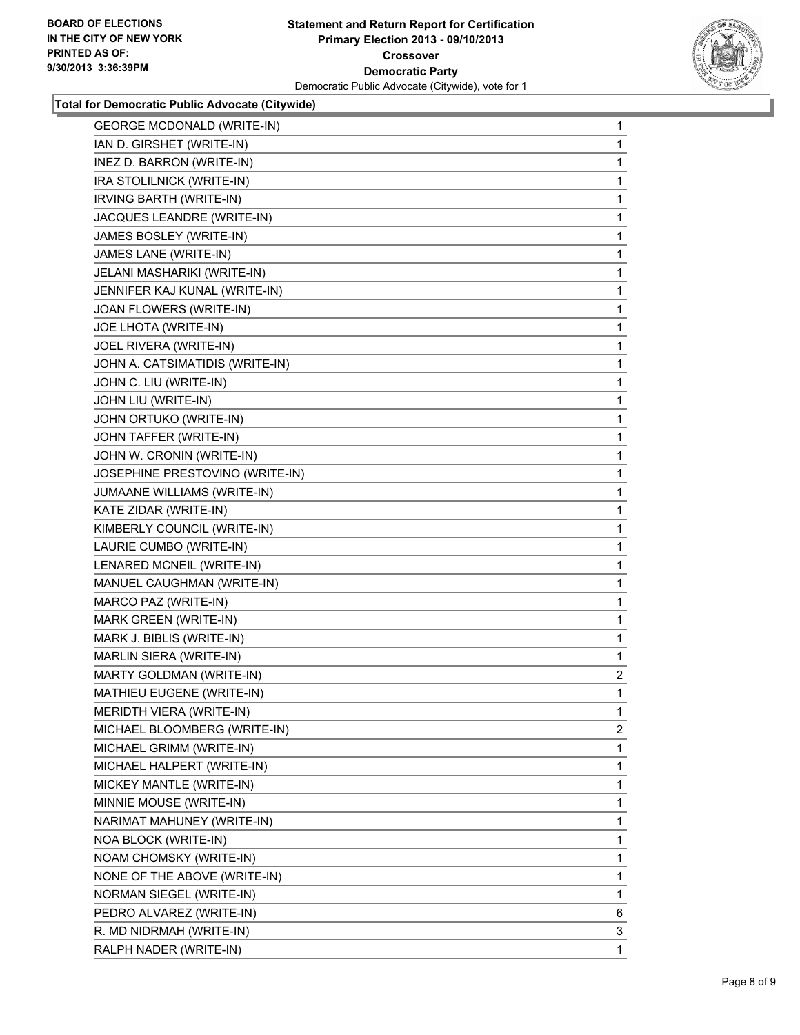**BOARD OF ELECTIONS IN THE CITY OF NEW YORK PRINTED AS OF: 9/30/2013 3:36:39PM**

**Statement and Return Report for Certification Primary Election 2013 - 09/10/2013 Crossover Democratic Party**

Democratic Public Advocate (Citywide), vote for 1

### Total for Democratic Public Advocate (Citywide)

| | |
|---|---|
| GEORGE MCDONALD (WRITE-IN) | 1 |
| IAN D. GIRSHET (WRITE-IN) | 1 |
| INEZ D. BARRON (WRITE-IN) | 1 |
| IRA STOLILNICK (WRITE-IN) | 1 |
| IRVING BARTH (WRITE-IN) | 1 |
| JACQUES LEANDRE (WRITE-IN) | 1 |
| JAMES BOSLEY (WRITE-IN) | 1 |
| JAMES LANE (WRITE-IN) | 1 |
| JELANI MASHARIKI (WRITE-IN) | 1 |
| JENNIFER KAJ KUNAL (WRITE-IN) | 1 |
| JOAN FLOWERS (WRITE-IN) | 1 |
| JOE LHOTA (WRITE-IN) | 1 |
| JOEL RIVERA (WRITE-IN) | 1 |
| JOHN A. CATSIMATIDIS (WRITE-IN) | 1 |
| JOHN C. LIU (WRITE-IN) | 1 |
| JOHN LIU (WRITE-IN) | 1 |
| JOHN ORTUKO (WRITE-IN) | 1 |
| JOHN TAFFER (WRITE-IN) | 1 |
| JOHN W. CRONIN (WRITE-IN) | 1 |
| JOSEPHINE PRESTOVINO (WRITE-IN) | 1 |
| JUMAANE WILLIAMS (WRITE-IN) | 1 |
| KATE ZIDAR (WRITE-IN) | 1 |
| KIMBERLY COUNCIL (WRITE-IN) | 1 |
| LAURIE CUMBO (WRITE-IN) | 1 |
| LENARED MCNEIL (WRITE-IN) | 1 |
| MANUEL CAUGHMAN (WRITE-IN) | 1 |
| MARCO PAZ (WRITE-IN) | 1 |
| MARK GREEN (WRITE-IN) | 1 |
| MARK J. BIBLIS (WRITE-IN) | 1 |
| MARLIN SIERA (WRITE-IN) | 1 |
| MARTY GOLDMAN (WRITE-IN) | 2 |
| MATHIEU EUGENE (WRITE-IN) | 1 |
| MERIDTH VIERA (WRITE-IN) | 1 |
| MICHAEL BLOOMBERG (WRITE-IN) | 2 |
| MICHAEL GRIMM (WRITE-IN) | 1 |
| MICHAEL HALPERT (WRITE-IN) | 1 |
| MICKEY MANTLE (WRITE-IN) | 1 |
| MINNIE MOUSE (WRITE-IN) | 1 |
| NARIMAT MAHUNEY (WRITE-IN) | 1 |
| NOA BLOCK (WRITE-IN) | 1 |
| NOAM CHOMSKY (WRITE-IN) | 1 |
| NONE OF THE ABOVE (WRITE-IN) | 1 |
| NORMAN SIEGEL (WRITE-IN) | 1 |
| PEDRO ALVAREZ (WRITE-IN) | 6 |
| R. MD NIDRMAH (WRITE-IN) | 3 |
| RALPH NADER (WRITE-IN) | 1 |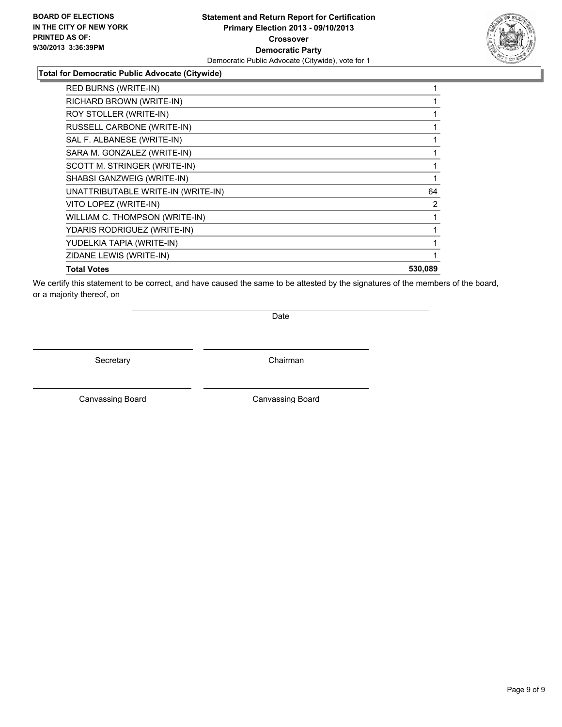**BOARD OF ELECTIONS IN THE CITY OF NEW YORK PRINTED AS OF: 9/30/2013 3:36:39PM**

**Statement and Return Report for Certification**
**Primary Election 2013 - 09/10/2013**
**Crossover**
**Democratic Party**
Democratic Public Advocate (Citywide), vote for 1

### Total for Democratic Public Advocate (Citywide)

| | |
|---|---|
| RED BURNS (WRITE-IN) | 1 |
| RICHARD BROWN (WRITE-IN) | 1 |
| ROY STOLLER (WRITE-IN) | 1 |
| RUSSELL CARBONE (WRITE-IN) | 1 |
| SAL F. ALBANESE (WRITE-IN) | 1 |
| SARA M. GONZALEZ (WRITE-IN) | 1 |
| SCOTT M. STRINGER (WRITE-IN) | 1 |
| SHABSI GANZWEIG (WRITE-IN) | 1 |
| UNATTRIBUTABLE WRITE-IN (WRITE-IN) | 64 |
| VITO LOPEZ (WRITE-IN) | 2 |
| WILLIAM C. THOMPSON (WRITE-IN) | 1 |
| YDARIS RODRIGUEZ (WRITE-IN) | 1 |
| YUDELKIA TAPIA (WRITE-IN) | 1 |
| ZIDANE LEWIS (WRITE-IN) | 1 |
| **Total Votes** | **530,089** |

We certify this statement to be correct, and have caused the same to be attested by the signatures of the members of the board, or a majority thereof, on

Date

Secretary

Chairman

Canvassing Board

Canvassing Board